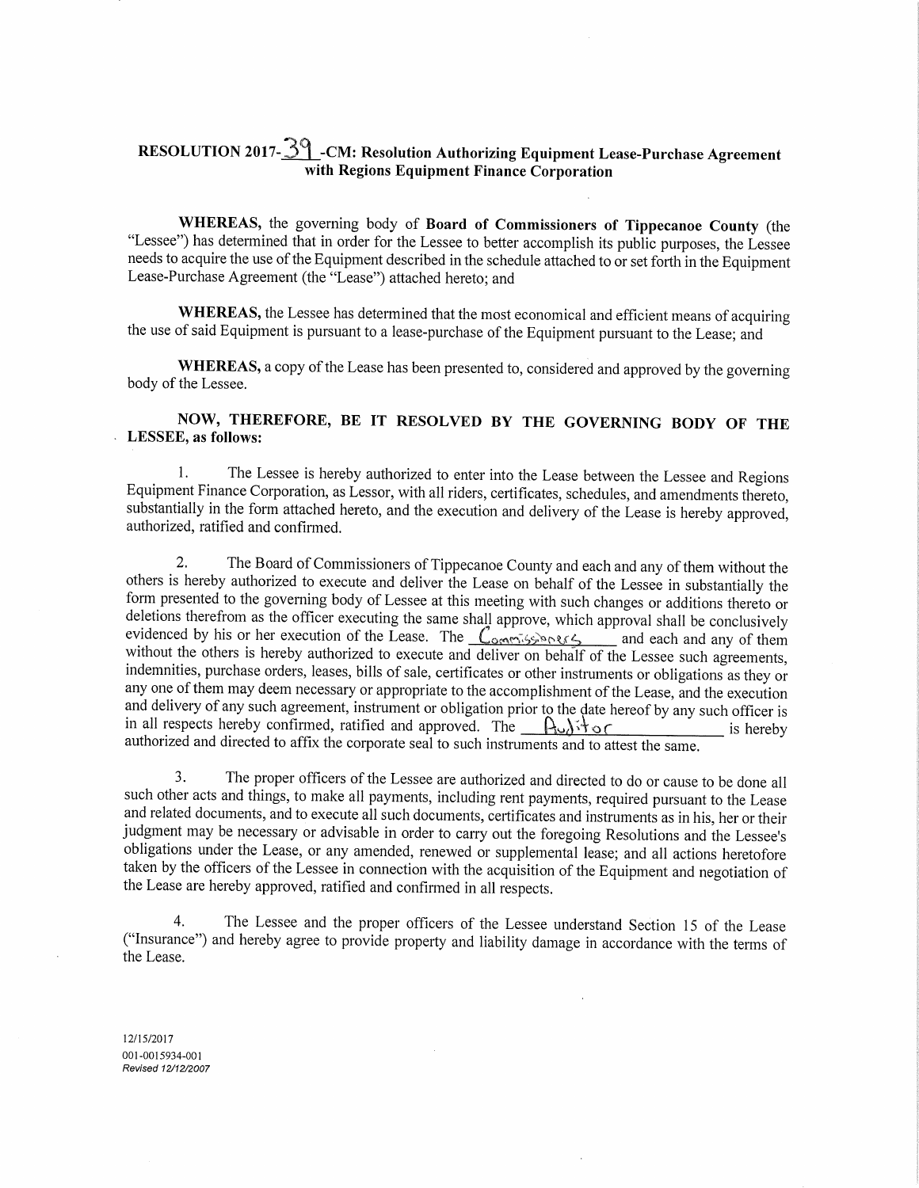## RESOLUTION 2017-39-CM: Resolution Authorizing Equipment Lease-Purchase Agreement with Regions Equipment Finance Corporation

**WHEREAS,** the governing body of **Board of Commissioners of Tippecanoe County** (the "Lessee") has determined that in order for the Lessee to better accomplish its public purposes, the Lessee needs to acquire the use of the Equipment described in the schedule attached to or set forth in the Equipment Lease-Purchase Agreement (the "Lease") attached hereto; and

**WHEREAS,** the Lessee has determined that the most economical and efficient means of acquiring the use of said Equipment is pursuant to a lease-purchase of the Equipment pursuant to the Lease; and

**WHEREAS,** a copy of the Lease has been presented to, considered and approved by the governing body of the Lessee.

**NOW, THEREFORE, BE IT RESOLVED BY THE GOVERNING BODY OF THE LESSEE, as follows:**

1. The Lessee is hereby authorized to enter into the Lease between the Lessee and Regions Equipment Finance Corporation, as Lessor, with all riders, certificates, schedules, and amendments thereto, substantially in the form attached hereto, and the execution and delivery of the Lease is hereby approved, authorized, ratified and confirmed.

2. The Board of Commissioners of Tippecanoe County and each and any of them without the others is hereby authorized to execute and deliver the Lease on behalf of the Lessee in substantially the form presented to the governing body of Lessee at this meeting with such changes or additions thereto or deletions therefrom as the officer executing the same shall approve, which approval shall be conclusively evidenced by his or her execution of the Lease. The Commissioners and each and any of them without the others is hereby authorized to execute and deliver on behalf of the Lessee such agreements, indemnities, purchase orders, leases, bills of sale, certificates or other instruments or obligations as they or any one of them may deem necessary or appropriate to the accomplishment of the Lease, and the execution and delivery of any such agreement, instrument or obligation prior to the date hereof by any such officer is in all respects hereby confirmed, ratified and approved. The Auditor is hereby authorized and directed to affix the corporate seal to such instruments and to attest the same.

3. The proper officers of the Lessee are authorized and directed to do or cause to be done all such other acts and things, to make all payments, including rent payments, required pursuant to the Lease and related documents, and to execute all such documents, certificates and instruments as in his, her or their judgment may be necessary or advisable in order to carry out the foregoing Resolutions and the Lessee's obligations under the Lease, or any amended, renewed or supplemental lease; and all actions heretofore taken by the officers of the Lessee in connection with the acquisition of the Equipment and negotiation of the Lease are hereby approved, ratified and confirmed in all respects.

4. The Lessee and the proper officers of the Lessee understand Section 15 of the Lease ("Insurance") and hereby agree to provide property and liability damage in accordance with the terms of the Lease.

12/15/2017
001-0015934-001
*Revised 12/12/2007*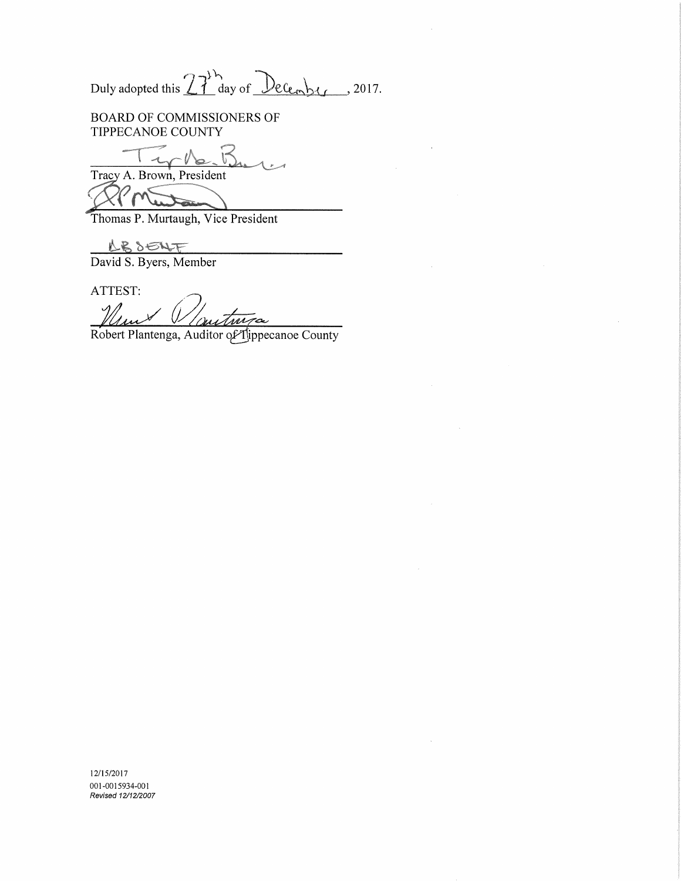Duly adopted this 27th day of December, 2017.

BOARD OF COMMISSIONERS OF
TIPPECANOE COUNTY

Tracy A. Brown, President

Thomas P. Murtaugh, Vice President

ABSENT

David S. Byers, Member

ATTEST:

Robert Plantenga, Auditor of Tippecanoe County

12/15/2017
001-0015934-001
*Revised 12/12/2007*